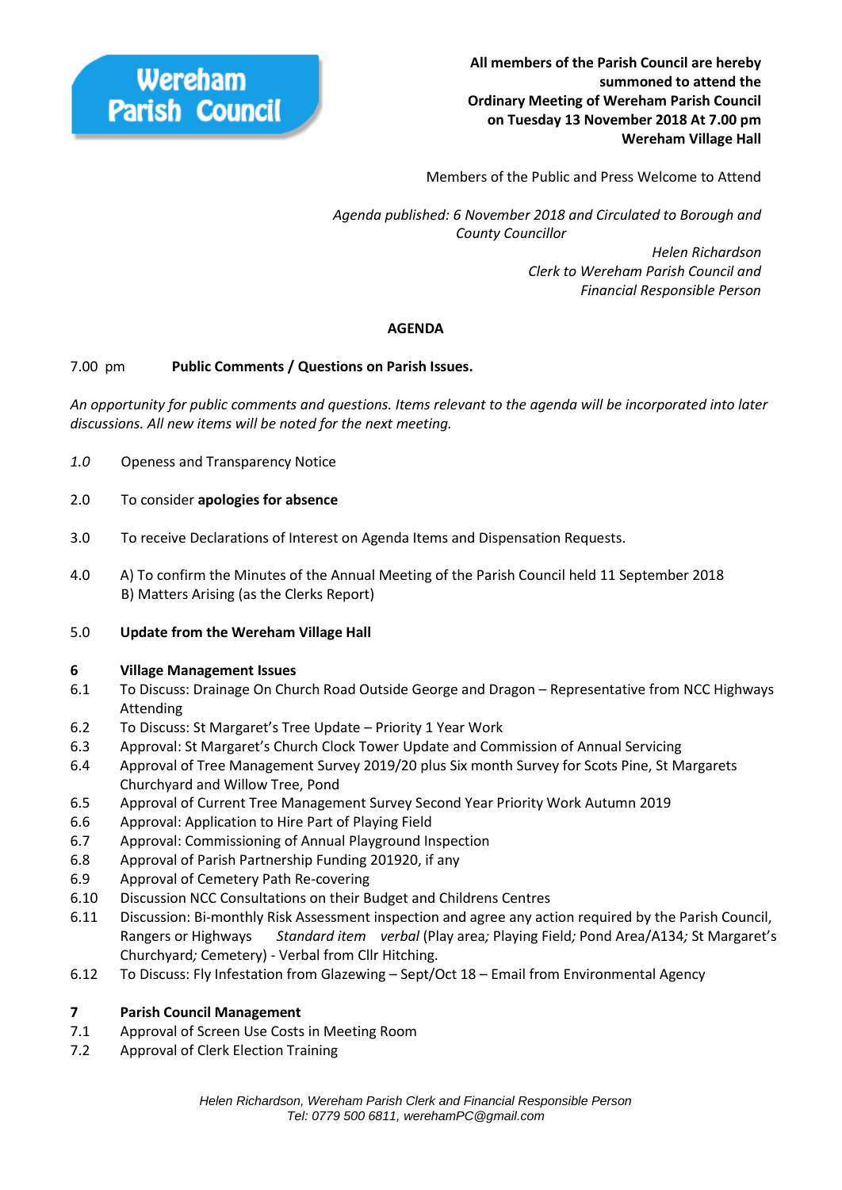**Wereham Parish Council**

**All members of the Parish Council are hereby summoned to attend the Ordinary Meeting of Wereham Parish Council on Tuesday 13 November 2018 At 7.00 pm Wereham Village Hall**

Members of the Public and Press Welcome to Attend

*Agenda published: 6 November 2018 and Circulated to Borough and County Councillor*

*Helen Richardson*
*Clerk to Wereham Parish Council and*
*Financial Responsible Person*

## AGENDA

7.00 pm **Public Comments / Questions on Parish Issues.**

*An opportunity for public comments and questions. Items relevant to the agenda will be incorporated into later discussions. All new items will be noted for the next meeting.*

*1.0* Openess and Transparency Notice

2.0 To consider **apologies for absence**

3.0 To receive Declarations of Interest on Agenda Items and Dispensation Requests.

4.0 A) To confirm the Minutes of the Annual Meeting of the Parish Council held 11 September 2018
B) Matters Arising (as the Clerks Report)

5.0 **Update from the Wereham Village Hall**

**6 Village Management Issues**

6.1 To Discuss: Drainage On Church Road Outside George and Dragon – Representative from NCC Highways Attending
6.2 To Discuss: St Margaret's Tree Update – Priority 1 Year Work
6.3 Approval: St Margaret's Church Clock Tower Update and Commission of Annual Servicing
6.4 Approval of Tree Management Survey 2019/20 plus Six month Survey for Scots Pine, St Margarets Churchyard and Willow Tree, Pond
6.5 Approval of Current Tree Management Survey Second Year Priority Work Autumn 2019
6.6 Approval: Application to Hire Part of Playing Field
6.7 Approval: Commissioning of Annual Playground Inspection
6.8 Approval of Parish Partnership Funding 201920, if any
6.9 Approval of Cemetery Path Re-covering
6.10 Discussion NCC Consultations on their Budget and Childrens Centres
6.11 Discussion: Bi-monthly Risk Assessment inspection and agree any action required by the Parish Council, Rangers or Highways *Standard item verbal* (Play area*;* Playing Field*;* Pond Area/A134*;* St Margaret's Churchyard*;* Cemetery) - Verbal from Cllr Hitching.
6.12 To Discuss: Fly Infestation from Glazewing – Sept/Oct 18 – Email from Environmental Agency

**7 Parish Council Management**

7.1 Approval of Screen Use Costs in Meeting Room
7.2 Approval of Clerk Election Training

*Helen Richardson, Wereham Parish Clerk and Financial Responsible Person*
*Tel: 0779 500 6811, werehamPC@gmail.com*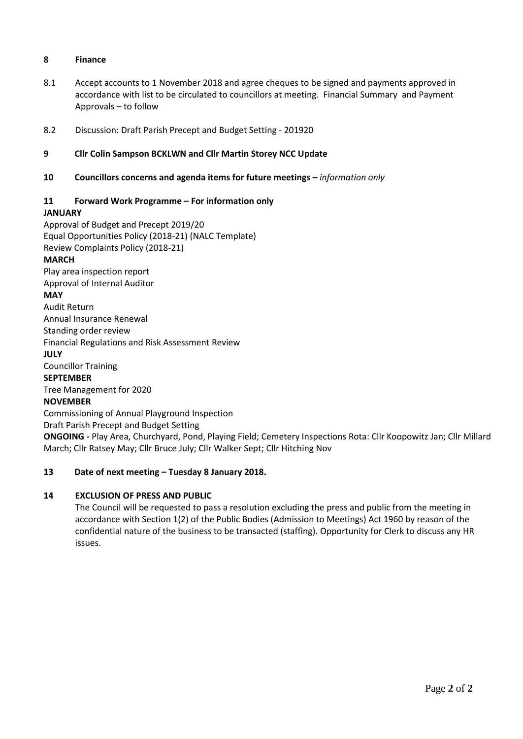## 8 Finance

8.1 Accept accounts to 1 November 2018 and agree cheques to be signed and payments approved in accordance with list to be circulated to councillors at meeting. Financial Summary and Payment Approvals – to follow

8.2 Discussion: Draft Parish Precept and Budget Setting - 201920

## 9 Cllr Colin Sampson BCKLWN and Cllr Martin Storey NCC Update

## 10 Councillors concerns and agenda items for future meetings – *information only*

## 11 Forward Work Programme – For information only

**JANUARY**

Approval of Budget and Precept 2019/20
Equal Opportunities Policy (2018-21) (NALC Template)
Review Complaints Policy (2018-21)

**MARCH**

Play area inspection report
Approval of Internal Auditor

**MAY**

Audit Return
Annual Insurance Renewal
Standing order review
Financial Regulations and Risk Assessment Review

**JULY**

Councillor Training

**SEPTEMBER**

Tree Management for 2020

**NOVEMBER**

Commissioning of Annual Playground Inspection
Draft Parish Precept and Budget Setting

**ONGOING -** Play Area, Churchyard, Pond, Playing Field; Cemetery Inspections Rota: Cllr Koopowitz Jan; Cllr Millard March; Cllr Ratsey May; Cllr Bruce July; Cllr Walker Sept; Cllr Hitching Nov

## 13 Date of next meeting – Tuesday 8 January 2018.

## 14 EXCLUSION OF PRESS AND PUBLIC

The Council will be requested to pass a resolution excluding the press and public from the meeting in accordance with Section 1(2) of the Public Bodies (Admission to Meetings) Act 1960 by reason of the confidential nature of the business to be transacted (staffing). Opportunity for Clerk to discuss any HR issues.